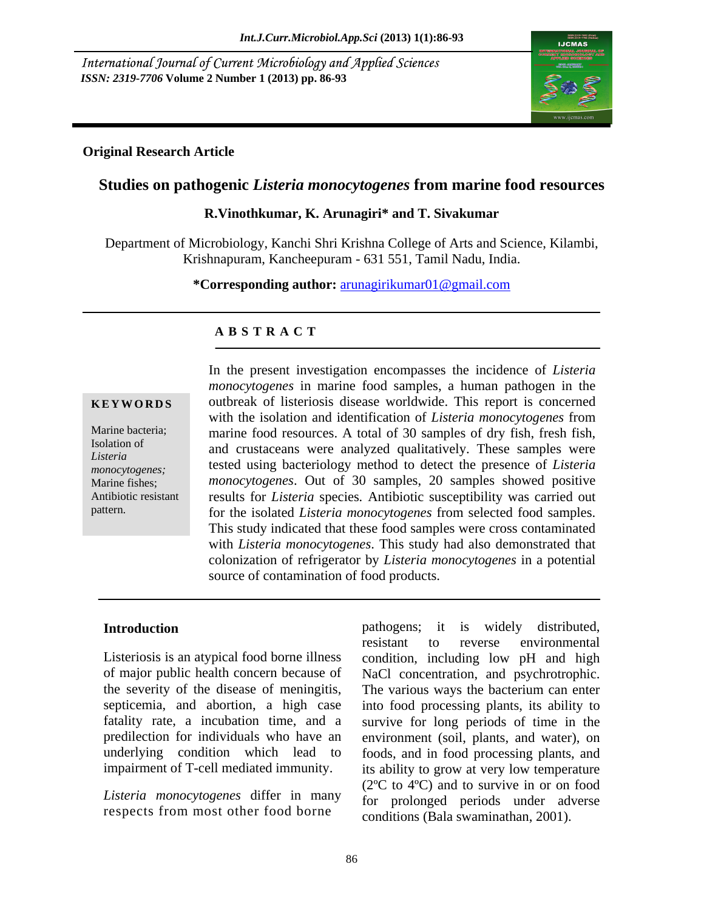International Journal of Current Microbiology and Applied Sciences
*ISSN: 2319-7706* **Volume 2 Number 1 (2013) pp. 86-93**

**Original Research Article**

# Studies on pathogenic *Listeria monocytogenes* from marine food resources

**R.Vinothkumar, K. Arunagiri\* and T. Sivakumar**

Department of Microbiology, Kanchi Shri Krishna College of Arts and Science, Kilambi, Krishnapuram, Kancheepuram - 631 551, Tamil Nadu, India.

**\*Corresponding author:** arunagirikumar01@gmail.com

## ABSTRACT

**KEYWORDS**

Marine bacteria; Isolation of *Listeria monocytogenes;* Marine fishes; Antibiotic resistant pattern.

In the present investigation encompasses the incidence of *Listeria monocytogenes* in marine food samples, a human pathogen in the outbreak of listeriosis disease worldwide. This report is concerned with the isolation and identification of *Listeria monocytogenes* from marine food resources. A total of 30 samples of dry fish, fresh fish, and crustaceans were analyzed qualitatively. These samples were tested using bacteriology method to detect the presence of *Listeria monocytogenes*. Out of 30 samples, 20 samples showed positive results for *Listeria* species. Antibiotic susceptibility was carried out for the isolated *Listeria monocytogenes* from selected food samples. This study indicated that these food samples were cross contaminated with *Listeria monocytogenes*. This study had also demonstrated that colonization of refrigerator by *Listeria monocytogenes* in a potential source of contamination of food products.

## Introduction

Listeriosis is an atypical food borne illness of major public health concern because of the severity of the disease of meningitis, septicemia, and abortion, a high case fatality rate, a incubation time, and a predilection for individuals who have an underlying condition which lead to impairment of T-cell mediated immunity.

*Listeria monocytogenes* differ in many respects from most other food borne pathogens; it is widely distributed, resistant to reverse environmental condition, including low pH and high NaCl concentration, and psychrotrophic. The various ways the bacterium can enter into food processing plants, its ability to survive for long periods of time in the environment (soil, plants, and water), on foods, and in food processing plants, and its ability to grow at very low temperature (2ºC to 4ºC) and to survive in or on food for prolonged periods under adverse conditions (Bala swaminathan, 2001).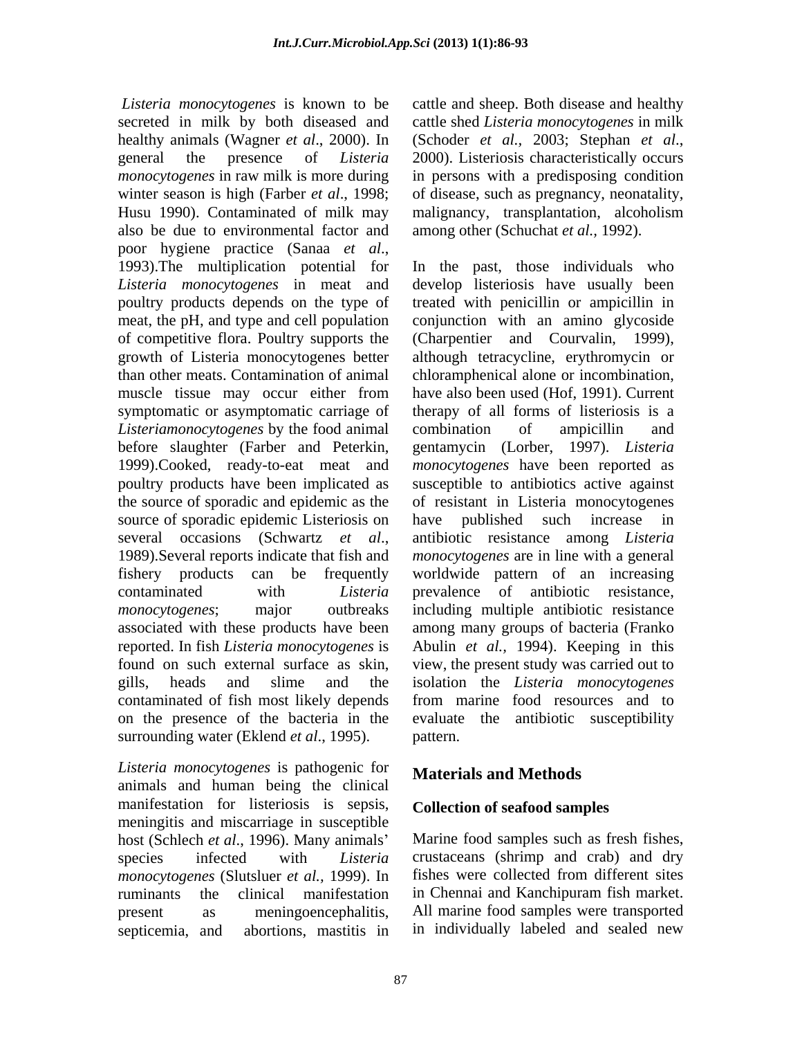*Listeria monocytogenes* is known to be secreted in milk by both diseased and healthy animals (Wagner *et al*., 2000). In general the presence of *Listeria monocytogenes* in raw milk is more during winter season is high (Farber *et al*., 1998; Husu 1990). Contaminated of milk may also be due to environmental factor and poor hygiene practice (Sanaa *et al*., 1993).The multiplication potential for *Listeria monocytogenes* in meat and poultry products depends on the type of meat, the pH, and type and cell population of competitive flora. Poultry supports the growth of Listeria monocytogenes better than other meats. Contamination of animal muscle tissue may occur either from symptomatic or asymptomatic carriage of *Listeriamonocytogenes* by the food animal before slaughter (Farber and Peterkin, 1999).Cooked, ready-to-eat meat and poultry products have been implicated as the source of sporadic and epidemic as the source of sporadic epidemic Listeriosis on several occasions (Schwartz *et al*., 1989).Several reports indicate that fish and fishery products can be frequently contaminated with *Listeria monocytogenes*; major outbreaks associated with these products have been reported. In fish *Listeria monocytogenes* is found on such external surface as skin, gills, heads and slime and the contaminated of fish most likely depends on the presence of the bacteria in the surrounding water (Eklend *et al*., 1995).

*Listeria monocytogenes* is pathogenic for animals and human being the clinical manifestation for listeriosis is sepsis, meningitis and miscarriage in susceptible host (Schlech *et al*., 1996). Many animals' species infected with *Listeria monocytogenes* (Slutsluer *et al.*, 1999). In ruminants the clinical manifestation present as meningoencephalitis, septicemia, and abortions, mastitis in cattle and sheep. Both disease and healthy cattle shed *Listeria monocytogenes* in milk (Schoder *et al.*, 2003; Stephan *et al*., 2000). Listeriosis characteristically occurs in persons with a predisposing condition of disease, such as pregnancy, neonatality, malignancy, transplantation, alcoholism among other (Schuchat *et al.,* 1992).

In the past, those individuals who develop listeriosis have usually been treated with penicillin or ampicillin in conjunction with an amino glycoside (Charpentier and Courvalin, 1999), although tetracycline, erythromycin or chloramphenical alone or incombination, have also been used (Hof, 1991). Current therapy of all forms of listeriosis is a combination of ampicillin and gentamycin (Lorber, 1997). *Listeria monocytogenes* have been reported as susceptible to antibiotics active against of resistant in Listeria monocytogenes have published such increase in antibiotic resistance among *Listeria monocytogenes* are in line with a general worldwide pattern of an increasing prevalence of antibiotic resistance, including multiple antibiotic resistance among many groups of bacteria (Franko Abulin *et al.,* 1994). Keeping in this view, the present study was carried out to isolation the *Listeria monocytogenes* from marine food resources and to evaluate the antibiotic susceptibility pattern.

## Materials and Methods

### Collection of seafood samples

Marine food samples such as fresh fishes, crustaceans (shrimp and crab) and dry fishes were collected from different sites in Chennai and Kanchipuram fish market. All marine food samples were transported in individually labeled and sealed new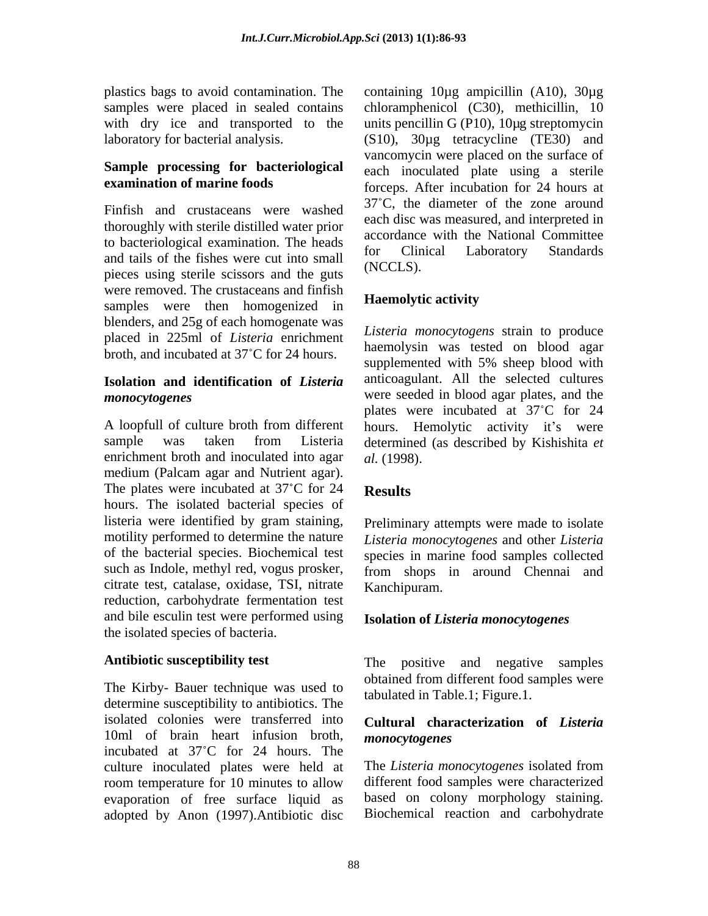plastics bags to avoid contamination. The samples were placed in sealed contains with dry ice and transported to the laboratory for bacterial analysis.

### Sample processing for bacteriological examination of marine foods

Finfish and crustaceans were washed thoroughly with sterile distilled water prior to bacteriological examination. The heads and tails of the fishes were cut into small pieces using sterile scissors and the guts were removed. The crustaceans and finfish samples were then homogenized in blenders, and 25g of each homogenate was placed in 225ml of *Listeria* enrichment broth, and incubated at 37˚C for 24 hours.

### Isolation and identification of *Listeria monocytogenes*

A loopfull of culture broth from different sample was taken from Listeria enrichment broth and inoculated into agar medium (Palcam agar and Nutrient agar). The plates were incubated at 37˚C for 24 hours. The isolated bacterial species of listeria were identified by gram staining, motility performed to determine the nature of the bacterial species. Biochemical test such as Indole, methyl red, vogus prosker, citrate test, catalase, oxidase, TSI, nitrate reduction, carbohydrate fermentation test and bile esculin test were performed using the isolated species of bacteria.

### Antibiotic susceptibility test

The Kirby- Bauer technique was used to determine susceptibility to antibiotics. The isolated colonies were transferred into 10ml of brain heart infusion broth, incubated at 37˚C for 24 hours. The culture inoculated plates were held at room temperature for 10 minutes to allow evaporation of free surface liquid as adopted by Anon (1997).Antibiotic disc containing 10µg ampicillin (A10), 30µg chloramphenicol (C30), methicillin, 10 units pencillin G (P10), 10µg streptomycin (S10), 30µg tetracycline (TE30) and vancomycin were placed on the surface of each inoculated plate using a sterile forceps. After incubation for 24 hours at 37˚C, the diameter of the zone around each disc was measured, and interpreted in accordance with the National Committee for Clinical Laboratory Standards (NCCLS).

### Haemolytic activity

*Listeria monocytogens* strain to produce haemolysin was tested on blood agar supplemented with 5% sheep blood with anticoagulant. All the selected cultures were seeded in blood agar plates, and the plates were incubated at 37˚C for 24 hours. Hemolytic activity it's were determined (as described by Kishishita *et al.* (1998).

## Results

Preliminary attempts were made to isolate *Listeria monocytogenes* and other *Listeria* species in marine food samples collected from shops in around Chennai and Kanchipuram.

### Isolation of *Listeria monocytogenes*

The positive and negative samples obtained from different food samples were tabulated in Table.1; Figure.1.

### Cultural characterization of *Listeria monocytogenes*

The *Listeria monocytogenes* isolated from different food samples were characterized based on colony morphology staining. Biochemical reaction and carbohydrate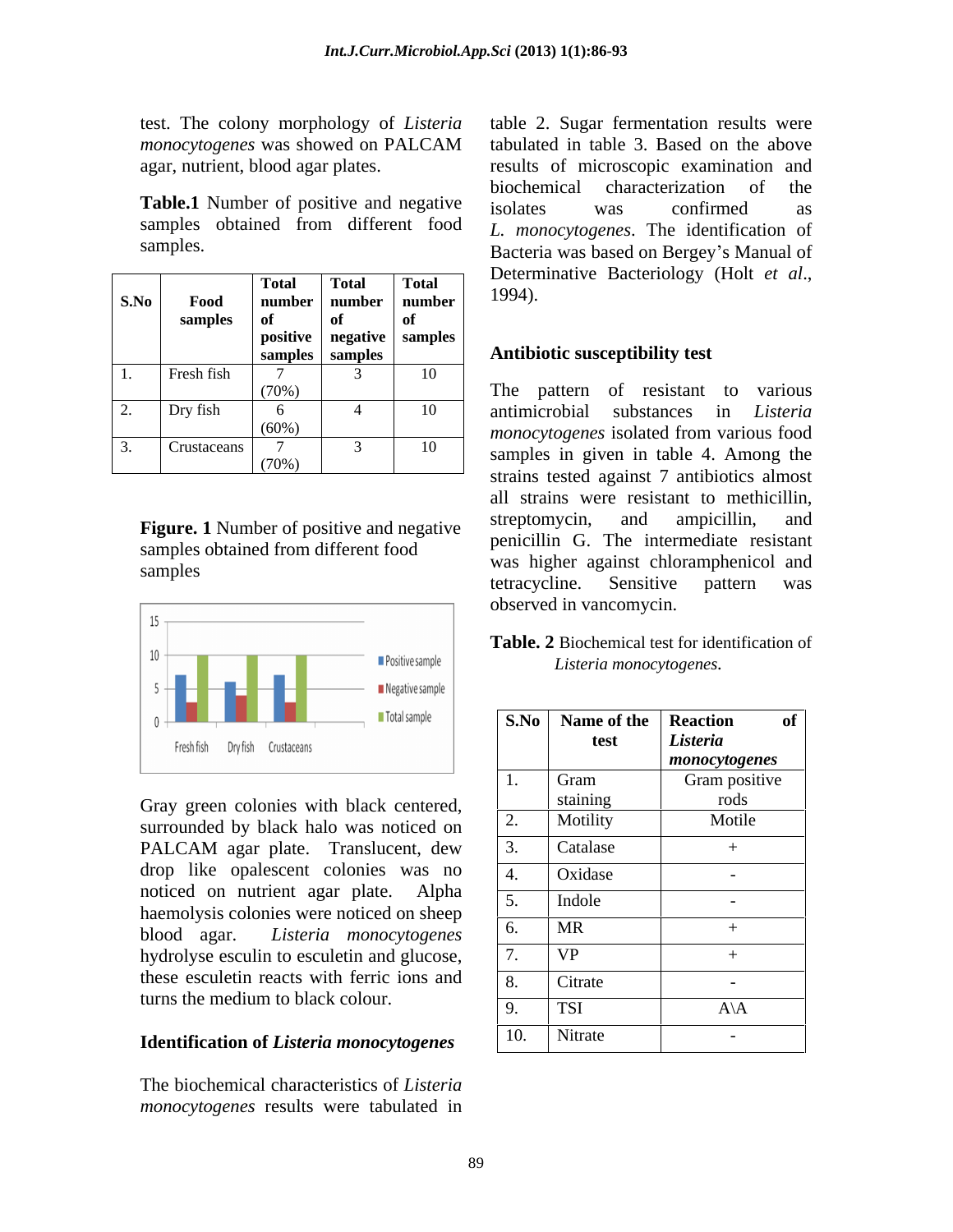test. The colony morphology of *Listeria monocytogenes* was showed on PALCAM agar, nutrient, blood agar plates.

**Table.1** Number of positive and negative samples obtained from different food samples.

| S.No | Food samples | Total number of positive samples | Total number of negative samples | Total number of samples |
|---|---|---|---|---|
| 1. | Fresh fish | 7 (70%) | 3 | 10 |
| 2. | Dry fish | 6 (60%) | 4 | 10 |
| 3. | Crustaceans | 7 (70%) | 3 | 10 |

**Figure. 1** Number of positive and negative samples obtained from different food samples

Gray green colonies with black centered, surrounded by black halo was noticed on PALCAM agar plate. Translucent, dew drop like opalescent colonies was no noticed on nutrient agar plate. Alpha haemolysis colonies were noticed on sheep blood agar. *Listeria monocytogenes* hydrolyse esculin to esculetin and glucose, these esculetin reacts with ferric ions and turns the medium to black colour.

### Identification of *Listeria monocytogenes*

The biochemical characteristics of *Listeria monocytogenes* results were tabulated in table 2. Sugar fermentation results were tabulated in table 3. Based on the above results of microscopic examination and biochemical characterization of the isolates was confirmed as *L. monocytogenes*. The identification of Bacteria was based on Bergey's Manual of Determinative Bacteriology (Holt *et al*., 1994).

### Antibiotic susceptibility test

The pattern of resistant to various antimicrobial substances in *Listeria monocytogenes* isolated from various food samples in given in table 4. Among the strains tested against 7 antibiotics almost all strains were resistant to methicillin, streptomycin, and ampicillin, and penicillin G. The intermediate resistant was higher against chloramphenicol and tetracycline. Sensitive pattern was observed in vancomycin.

**Table. 2** Biochemical test for identification of *Listeria monocytogenes.*

| S.No | Name of the test | Reaction of *Listeria monocytogenes* |
|---|---|---|
| 1. | Gram staining | Gram positive rods |
| 2. | Motility | Motile |
| 3. | Catalase | + |
| 4. | Oxidase | - |
| 5. | Indole | - |
| 6. | MR | + |
| 7. | VP | + |
| 8. | Citrate | - |
| 9. | TSI | A\A |
| 10. | Nitrate | - |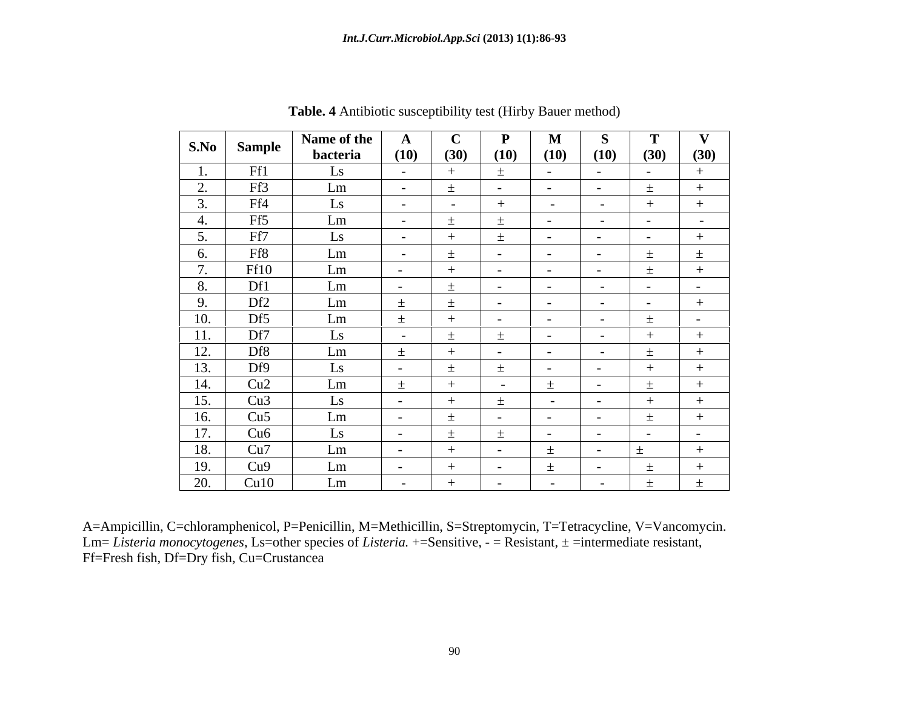**Table. 4** Antibiotic susceptibility test (Hirby Bauer method)

| S.No | Sample | Name of the bacteria | A (10) | C (30) | P (10) | M (10) | S (10) | T (30) | V (30) |
|---|---|---|---|---|---|---|---|---|---|
| 1. | Ff1 | Ls | - | + | ± | - | - | - | + |
| 2. | Ff3 | Lm | - | ± | - | - | - | ± | + |
| 3. | Ff4 | Ls | - | - | + | - | - | + | + |
| 4. | Ff5 | Lm | - | ± | ± | - | - | - | - |
| 5. | Ff7 | Ls | - | + | ± | - | - | - | + |
| 6. | Ff8 | Lm | - | ± | - | - | - | ± | ± |
| 7. | Ff10 | Lm | - | + | - | - | - | ± | + |
| 8. | Df1 | Lm | - | ± | - | - | - | - | - |
| 9. | Df2 | Lm | ± | ± | - | - | - | - | + |
| 10. | Df5 | Lm | ± | + | - | - | - | ± | - |
| 11. | Df7 | Ls | - | ± | ± | - | - | + | + |
| 12. | Df8 | Lm | ± | + | - | - | - | ± | + |
| 13. | Df9 | Ls | - | ± | ± | - | - | + | + |
| 14. | Cu2 | Lm | ± | + | - | ± | - | ± | + |
| 15. | Cu3 | Ls | - | + | ± | - | - | + | + |
| 16. | Cu5 | Lm | - | ± | - | - | - | ± | + |
| 17. | Cu6 | Ls | - | ± | ± | - | - | - | - |
| 18. | Cu7 | Lm | - | + | - | ± | - | ± | + |
| 19. | Cu9 | Lm | - | + | - | ± | - | ± | + |
| 20. | Cu10 | Lm | - | + | - | - | - | ± | ± |

A=Ampicillin, C=chloramphenicol, P=Penicillin, M=Methicillin, S=Streptomycin, T=Tetracycline, V=Vancomycin. Lm= *Listeria monocytogenes*, Ls=other species of *Listeria.* +=Sensitive, - = Resistant, ± =intermediate resistant, Ff=Fresh fish, Df=Dry fish, Cu=Crustancea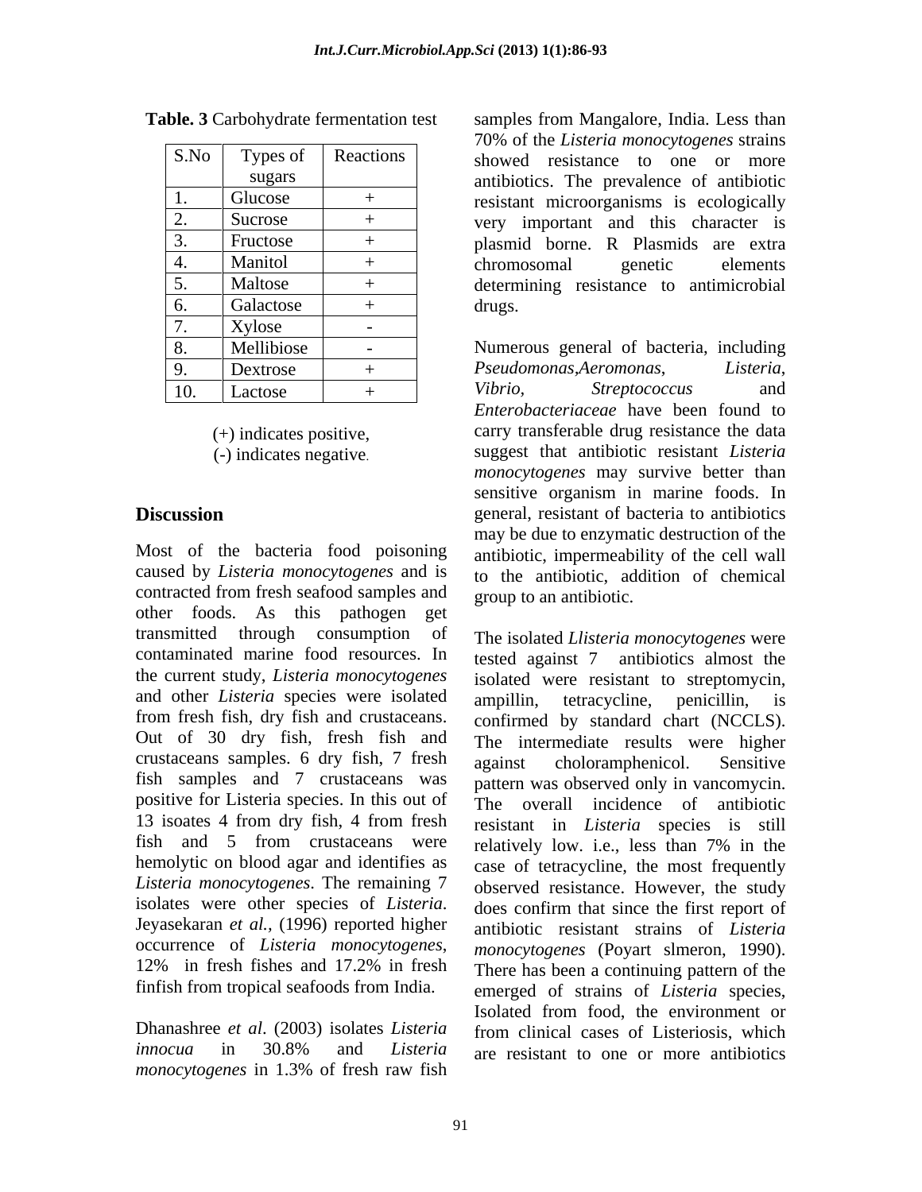**Table. 3** Carbohydrate fermentation test

| S.No | Types of sugars | Reactions |
|---|---|---|
| 1. | Glucose | + |
| 2. | Sucrose | + |
| 3. | Fructose | + |
| 4. | Manitol | + |
| 5. | Maltose | + |
| 6. | Galactose | + |
| 7. | Xylose | - |
| 8. | Mellibiose | - |
| 9. | Dextrose | + |
| 10. | Lactose | + |

(+) indicates positive,
(-) indicates negative.

## Discussion

Most of the bacteria food poisoning caused by *Listeria monocytogenes* and is contracted from fresh seafood samples and other foods. As this pathogen get transmitted through consumption of contaminated marine food resources. In the current study, *Listeria monocytogenes* and other *Listeria* species were isolated from fresh fish, dry fish and crustaceans. Out of 30 dry fish, fresh fish and crustaceans samples. 6 dry fish, 7 fresh fish samples and 7 crustaceans was positive for Listeria species. In this out of 13 isoates 4 from dry fish, 4 from fresh fish and 5 from crustaceans were hemolytic on blood agar and identifies as *Listeria monocytogenes*. The remaining 7 isolates were other species of *Listeria*. Jeyasekaran *et al.,* (1996) reported higher occurrence of *Listeria monocytogenes*, 12% in fresh fishes and 17.2% in fresh finfish from tropical seafoods from India.

Dhanashree *et al*. (2003) isolates *Listeria innocua* in 30.8% and *Listeria monocytogenes* in 1.3% of fresh raw fish samples from Mangalore, India. Less than 70% of the *Listeria monocytogenes* strains showed resistance to one or more antibiotics. The prevalence of antibiotic resistant microorganisms is ecologically very important and this character is plasmid borne. R Plasmids are extra chromosomal genetic elements determining resistance to antimicrobial drugs.

Numerous general of bacteria, including *Pseudomonas*,*Aeromonas*, *Listeria*, *Vibrio*, *Streptococcus* and *Enterobacteriaceae* have been found to carry transferable drug resistance the data suggest that antibiotic resistant *Listeria monocytogenes* may survive better than sensitive organism in marine foods. In general, resistant of bacteria to antibiotics may be due to enzymatic destruction of the antibiotic, impermeability of the cell wall to the antibiotic, addition of chemical group to an antibiotic.

The isolated *Llisteria monocytogenes* were tested against 7 antibiotics almost the isolated were resistant to streptomycin, ampillin, tetracycline, penicillin, is confirmed by standard chart (NCCLS). The intermediate results were higher against choloramphenicol. Sensitive pattern was observed only in vancomycin. The overall incidence of antibiotic resistant in *Listeria* species is still relatively low. i.e., less than 7% in the case of tetracycline, the most frequently observed resistance. However, the study does confirm that since the first report of antibiotic resistant strains of *Listeria monocytogenes* (Poyart slmeron, 1990). There has been a continuing pattern of the emerged of strains of *Listeria* species, Isolated from food, the environment or from clinical cases of Listeriosis, which are resistant to one or more antibiotics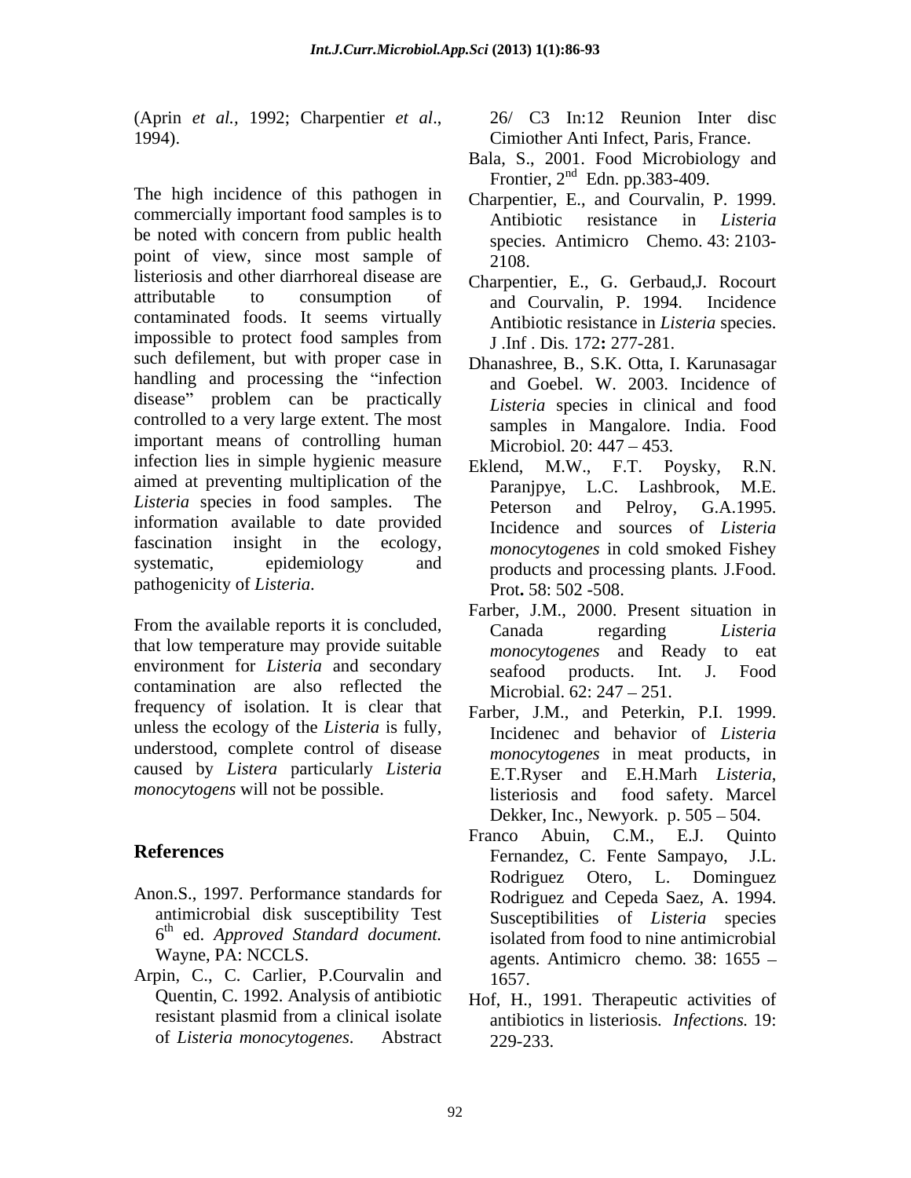(Aprin *et al.,* 1992; Charpentier *et al*., 1994).

The high incidence of this pathogen in commercially important food samples is to be noted with concern from public health point of view, since most sample of listeriosis and other diarrhoreal disease are attributable to consumption of contaminated foods. It seems virtually impossible to protect food samples from such defilement, but with proper case in handling and processing the "infection disease" problem can be practically controlled to a very large extent. The most important means of controlling human infection lies in simple hygienic measure aimed at preventing multiplication of the *Listeria* species in food samples. The information available to date provided fascination insight in the ecology, systematic, epidemiology and pathogenicity of *Listeria*.

From the available reports it is concluded, that low temperature may provide suitable environment for *Listeria* and secondary contamination are also reflected the frequency of isolation. It is clear that unless the ecology of the *Listeria* is fully, understood, complete control of disease caused by *Listera* particularly *Listeria monocytogens* will not be possible.

## References

Anon.S., 1997. Performance standards for antimicrobial disk susceptibility Test 6th ed. *Approved Standard document.* Wayne, PA: NCCLS.

Arpin, C., C. Carlier, P.Courvalin and Quentin, C. 1992. Analysis of antibiotic resistant plasmid from a clinical isolate of *Listeria monocytogenes*. Abstract 26/ C3 In:12 Reunion Inter disc Cimiother Anti Infect, Paris, France.

Bala, S., 2001. Food Microbiology and Frontier, 2nd Edn. pp.383-409.

Charpentier, E., and Courvalin, P. 1999. Antibiotic resistance in *Listeria* species. Antimicro Chemo. 43: 2103-2108.

Charpentier, E., G. Gerbaud,J. Rocourt and Courvalin, P. 1994. Incidence Antibiotic resistance in *Listeria* species. J .Inf . Dis*.* 172**:** 277-281.

Dhanashree, B., S.K. Otta, I. Karunasagar and Goebel. W. 2003. Incidence of *Listeria* species in clinical and food samples in Mangalore. India. Food Microbiol*.* 20: 447 – 453.

Eklend, M.W., F.T. Poysky, R.N. Paranjpye, L.C. Lashbrook, M.E. Peterson and Pelroy, G.A.1995. Incidence and sources of *Listeria monocytogenes* in cold smoked Fishey products and processing plants*.* J.Food. Prot**.** 58: 502 -508.

Farber, J.M., 2000. Present situation in Canada regarding *Listeria monocytogenes* and Ready to eat seafood products. Int. J. Food Microbial*.* 62: 247 – 251.

Farber, J.M., and Peterkin, P.I. 1999. Incidenec and behavior of *Listeria monocytogenes* in meat products, in E.T.Ryser and E.H.Marh *Listeria*, listeriosis and food safety. Marcel Dekker, Inc., Newyork. p. 505 – 504.

Franco Abuin, C.M., E.J. Quinto Fernandez, C. Fente Sampayo, J.L. Rodriguez Otero, L. Dominguez Rodriguez and Cepeda Saez, A. 1994. Susceptibilities of *Listeria* species isolated from food to nine antimicrobial agents. Antimicro chemo*.* 38: 1655 – 1657.

Hof, H., 1991. Therapeutic activities of antibiotics in listeriosis. *Infections.* 19: 229-233.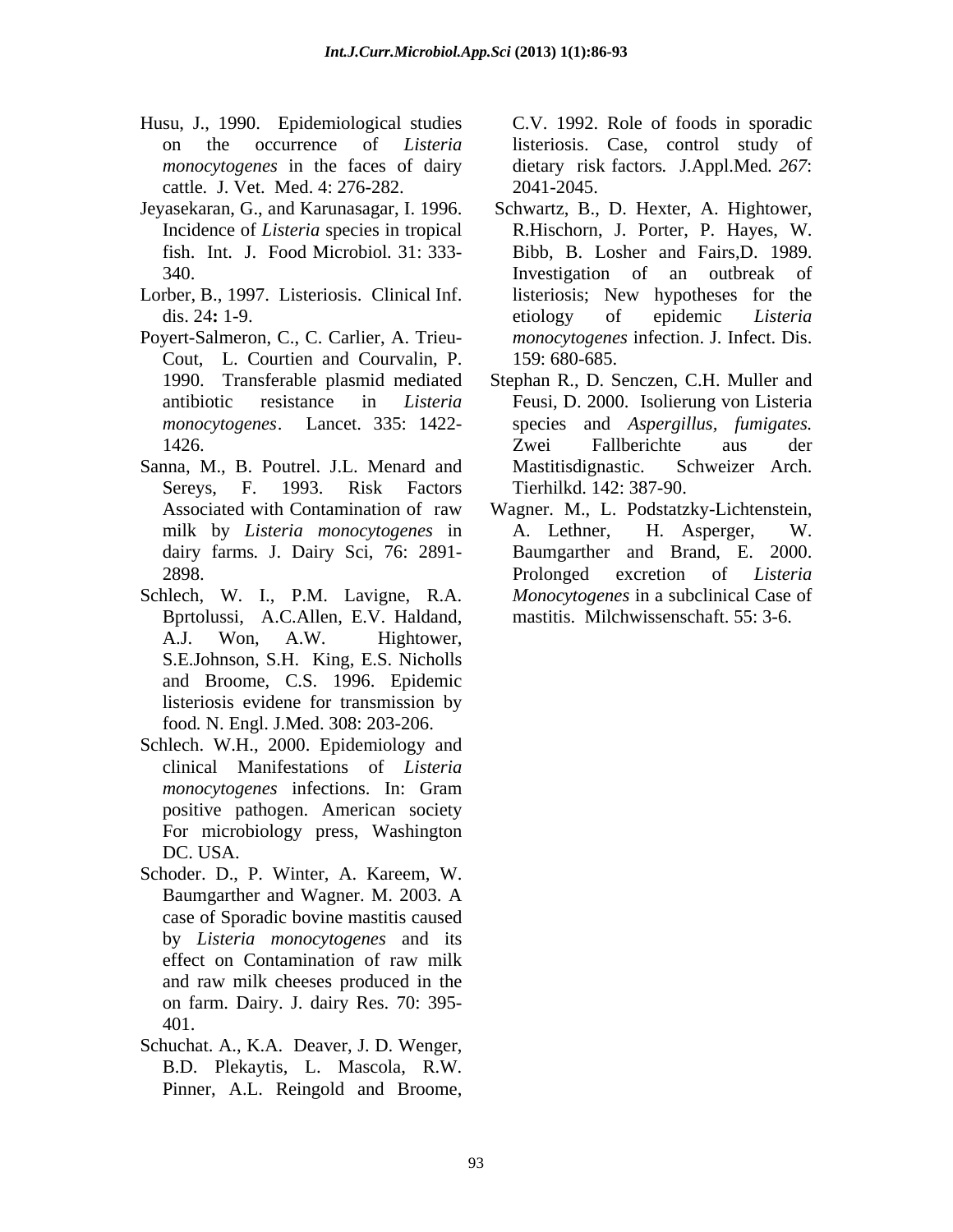Husu, J., 1990. Epidemiological studies on the occurrence of *Listeria monocytogenes* in the faces of dairy cattle. J. Vet. Med. 4: 276-282.

Jeyasekaran, G., and Karunasagar, I. 1996. Incidence of *Listeria* species in tropical fish. Int. J. Food Microbiol. 31: 333-340.

Lorber, B., 1997. Listeriosis. Clinical Inf. dis. 24**:** 1-9.

Poyert-Salmeron, C., C. Carlier, A. Trieu-Cout, L. Courtien and Courvalin, P. 1990. Transferable plasmid mediated antibiotic resistance in *Listeria monocytogenes*. Lancet. 335: 1422-1426.

Sanna, M., B. Poutrel. J.L. Menard and Sereys, F. 1993. Risk Factors Associated with Contamination of raw milk by *Listeria monocytogenes* in dairy farms. J. Dairy Sci, 76: 2891-2898.

Schlech, W. I., P.M. Lavigne, R.A. Bprtolussi, A.C.Allen, E.V. Haldand, A.J. Won, A.W. Hightower, S.E.Johnson, S.H. King, E.S. Nicholls and Broome, C.S. 1996. Epidemic listeriosis evidene for transmission by food. N. Engl. J.Med. 308: 203-206.

Schlech. W.H., 2000. Epidemiology and clinical Manifestations of *Listeria monocytogenes* infections. In: Gram positive pathogen. American society For microbiology press, Washington DC. USA.

Schoder. D., P. Winter, A. Kareem, W. Baumgarther and Wagner. M. 2003. A case of Sporadic bovine mastitis caused by *Listeria monocytogenes* and its effect on Contamination of raw milk and raw milk cheeses produced in the on farm. Dairy. J. dairy Res. 70: 395-401.

Schuchat. A., K.A. Deaver, J. D. Wenger, B.D. Plekaytis, L. Mascola, R.W. Pinner, A.L. Reingold and Broome, C.V. 1992. Role of foods in sporadic listeriosis. Case, control study of dietary risk factors. J.Appl.Med. *267*: 2041-2045.

Schwartz, B., D. Hexter, A. Hightower, R.Hischorn, J. Porter, P. Hayes, W. Bibb, B. Losher and Fairs,D. 1989. Investigation of an outbreak of listeriosis; New hypotheses for the etiology of epidemic *Listeria monocytogenes* infection. J. Infect. Dis. 159: 680-685.

Stephan R., D. Senczen, C.H. Muller and Feusi, D. 2000. Isolierung von Listeria species and *Aspergillus, fumigates.* Zwei Fallberichte aus der Mastitisdignastic. Schweizer Arch. Tierhilkd. 142: 387-90.

Wagner. M., L. Podstatzky-Lichtenstein, A. Lethner, H. Asperger, W. Baumgarther and Brand, E. 2000. Prolonged excretion of *Listeria Monocytogenes* in a subclinical Case of mastitis. Milchwissenschaft. 55: 3-6.